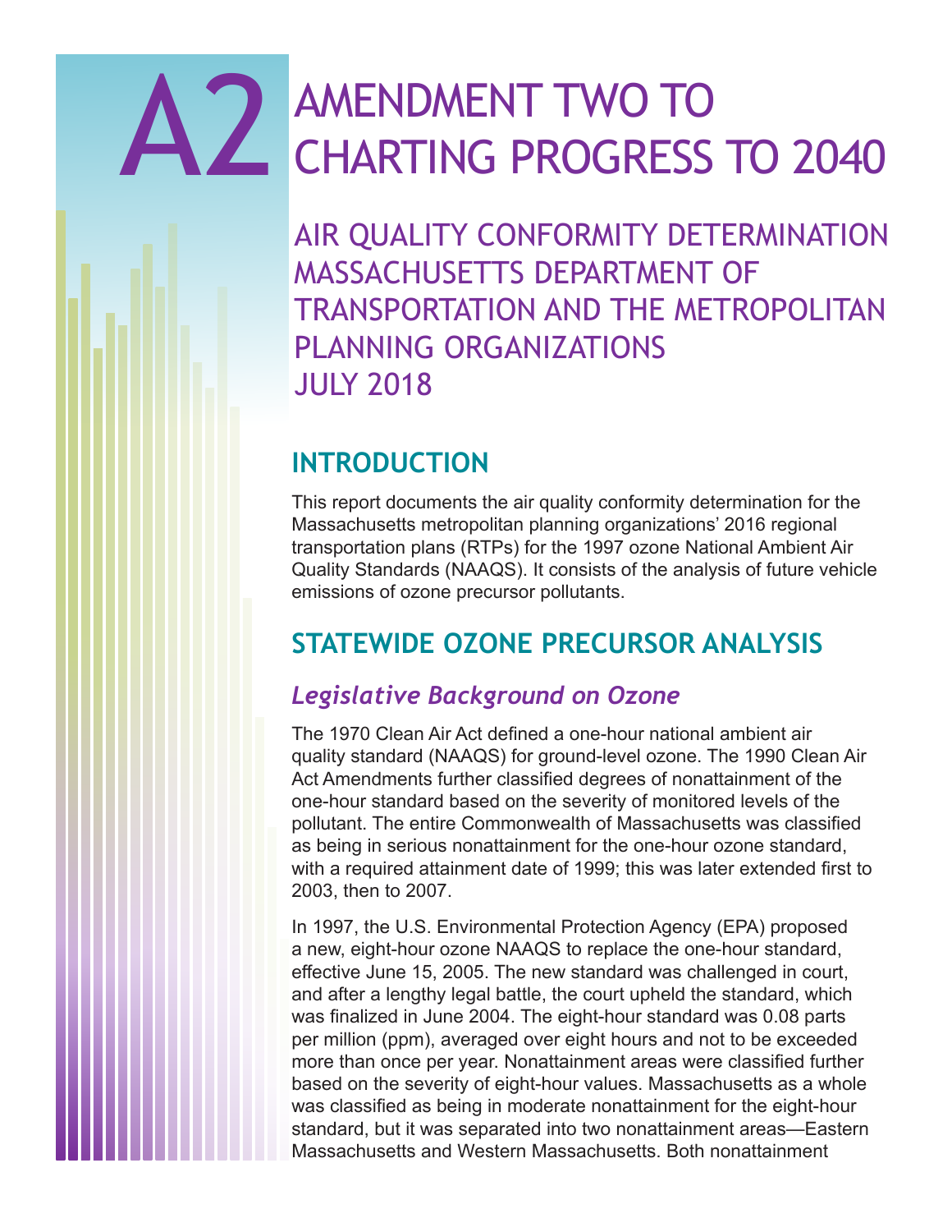# A2 AMENDMENT TWO TO CHARTING PROGRESS TO 2040

## AIR QUALITY CONFORMITY DETERMINATION MASSACHUSETTS DEPARTMENT OF TRANSPORTATION AND THE METROPOLITAN PLANNING ORGANIZATIONS JULY 2018

## INTRODUCTION

This report documents the air quality conformity determination for the Massachusetts metropolitan planning organizations' 2016 regional transportation plans (RTPs) for the 1997 ozone National Ambient Air Quality Standards (NAAQS). It consists of the analysis of future vehicle emissions of ozone precursor pollutants.

## STATEWIDE OZONE PRECURSOR ANALYSIS

### *Legislative Background on Ozone*

The 1970 Clean Air Act defined a one-hour national ambient air quality standard (NAAQS) for ground-level ozone. The 1990 Clean Air Act Amendments further classified degrees of nonattainment of the one-hour standard based on the severity of monitored levels of the pollutant. The entire Commonwealth of Massachusetts was classified as being in serious nonattainment for the one-hour ozone standard, with a required attainment date of 1999; this was later extended first to 2003, then to 2007.

In 1997, the U.S. Environmental Protection Agency (EPA) proposed a new, eight-hour ozone NAAQS to replace the one-hour standard, effective June 15, 2005. The new standard was challenged in court, and after a lengthy legal battle, the court upheld the standard, which was finalized in June 2004. The eight-hour standard was 0.08 parts per million (ppm), averaged over eight hours and not to be exceeded more than once per year. Nonattainment areas were classified further based on the severity of eight-hour values. Massachusetts as a whole was classified as being in moderate nonattainment for the eight-hour standard, but it was separated into two nonattainment areas—Eastern Massachusetts and Western Massachusetts. Both nonattainment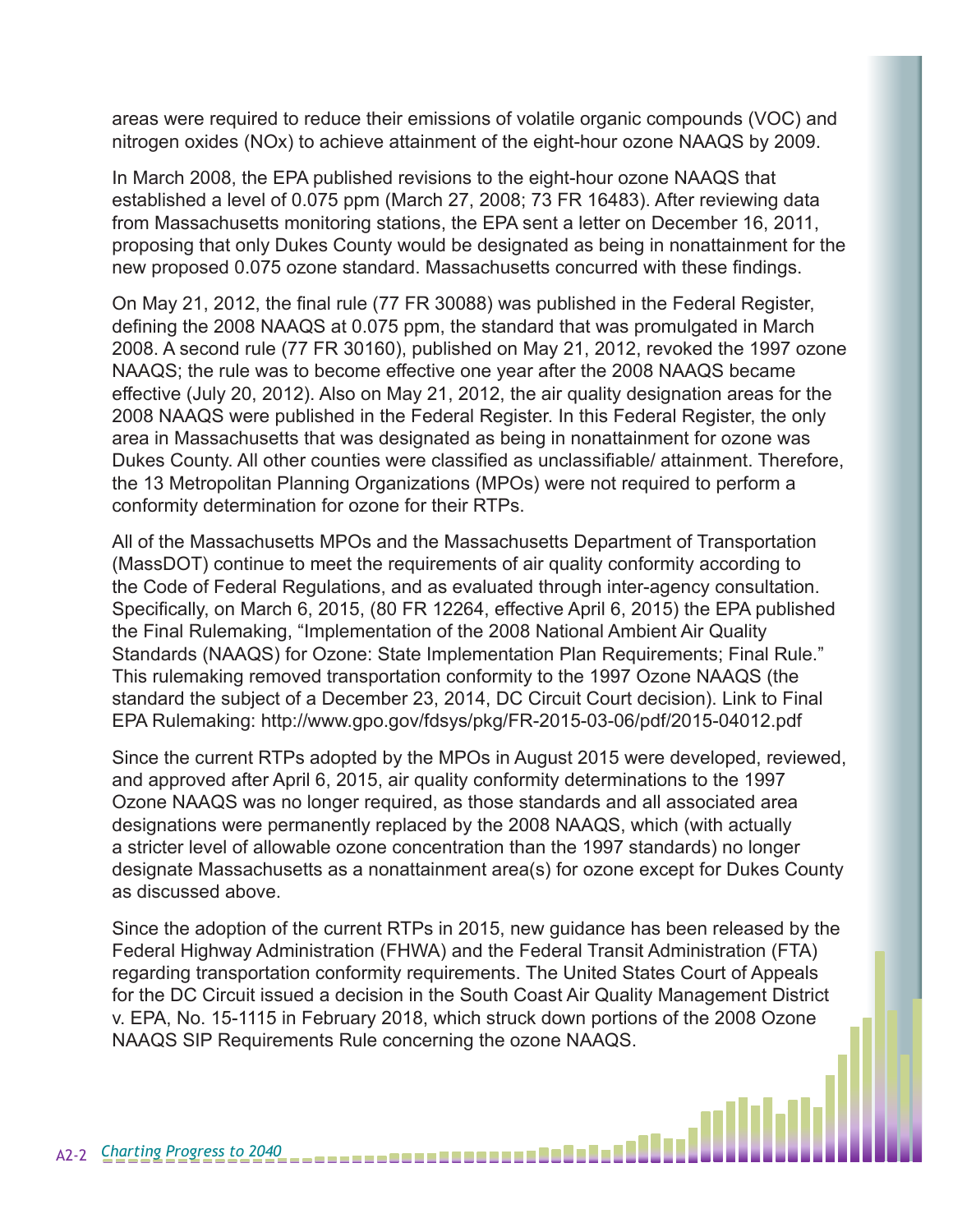areas were required to reduce their emissions of volatile organic compounds (VOC) and nitrogen oxides (NOx) to achieve attainment of the eight-hour ozone NAAQS by 2009.

In March 2008, the EPA published revisions to the eight-hour ozone NAAQS that established a level of 0.075 ppm (March 27, 2008; 73 FR 16483). After reviewing data from Massachusetts monitoring stations, the EPA sent a letter on December 16, 2011, proposing that only Dukes County would be designated as being in nonattainment for the new proposed 0.075 ozone standard. Massachusetts concurred with these findings.

On May 21, 2012, the final rule (77 FR 30088) was published in the Federal Register, defining the 2008 NAAQS at 0.075 ppm, the standard that was promulgated in March 2008. A second rule (77 FR 30160), published on May 21, 2012, revoked the 1997 ozone NAAQS; the rule was to become effective one year after the 2008 NAAQS became effective (July 20, 2012). Also on May 21, 2012, the air quality designation areas for the 2008 NAAQS were published in the Federal Register. In this Federal Register, the only area in Massachusetts that was designated as being in nonattainment for ozone was Dukes County. All other counties were classified as unclassifiable/ attainment. Therefore, the 13 Metropolitan Planning Organizations (MPOs) were not required to perform a conformity determination for ozone for their RTPs.

All of the Massachusetts MPOs and the Massachusetts Department of Transportation (MassDOT) continue to meet the requirements of air quality conformity according to the Code of Federal Regulations, and as evaluated through inter-agency consultation. Specifically, on March 6, 2015, (80 FR 12264, effective April 6, 2015) the EPA published the Final Rulemaking, "Implementation of the 2008 National Ambient Air Quality Standards (NAAQS) for Ozone: State Implementation Plan Requirements; Final Rule." This rulemaking removed transportation conformity to the 1997 Ozone NAAQS (the standard the subject of a December 23, 2014, DC Circuit Court decision). Link to Final EPA Rulemaking: http://www.gpo.gov/fdsys/pkg/FR-2015-03-06/pdf/2015-04012.pdf

Since the current RTPs adopted by the MPOs in August 2015 were developed, reviewed, and approved after April 6, 2015, air quality conformity determinations to the 1997 Ozone NAAQS was no longer required, as those standards and all associated area designations were permanently replaced by the 2008 NAAQS, which (with actually a stricter level of allowable ozone concentration than the 1997 standards) no longer designate Massachusetts as a nonattainment area(s) for ozone except for Dukes County as discussed above.

Since the adoption of the current RTPs in 2015, new guidance has been released by the Federal Highway Administration (FHWA) and the Federal Transit Administration (FTA) regarding transportation conformity requirements. The United States Court of Appeals for the DC Circuit issued a decision in the South Coast Air Quality Management District v. EPA, No. 15-1115 in February 2018, which struck down portions of the 2008 Ozone NAAQS SIP Requirements Rule concerning the ozone NAAQS.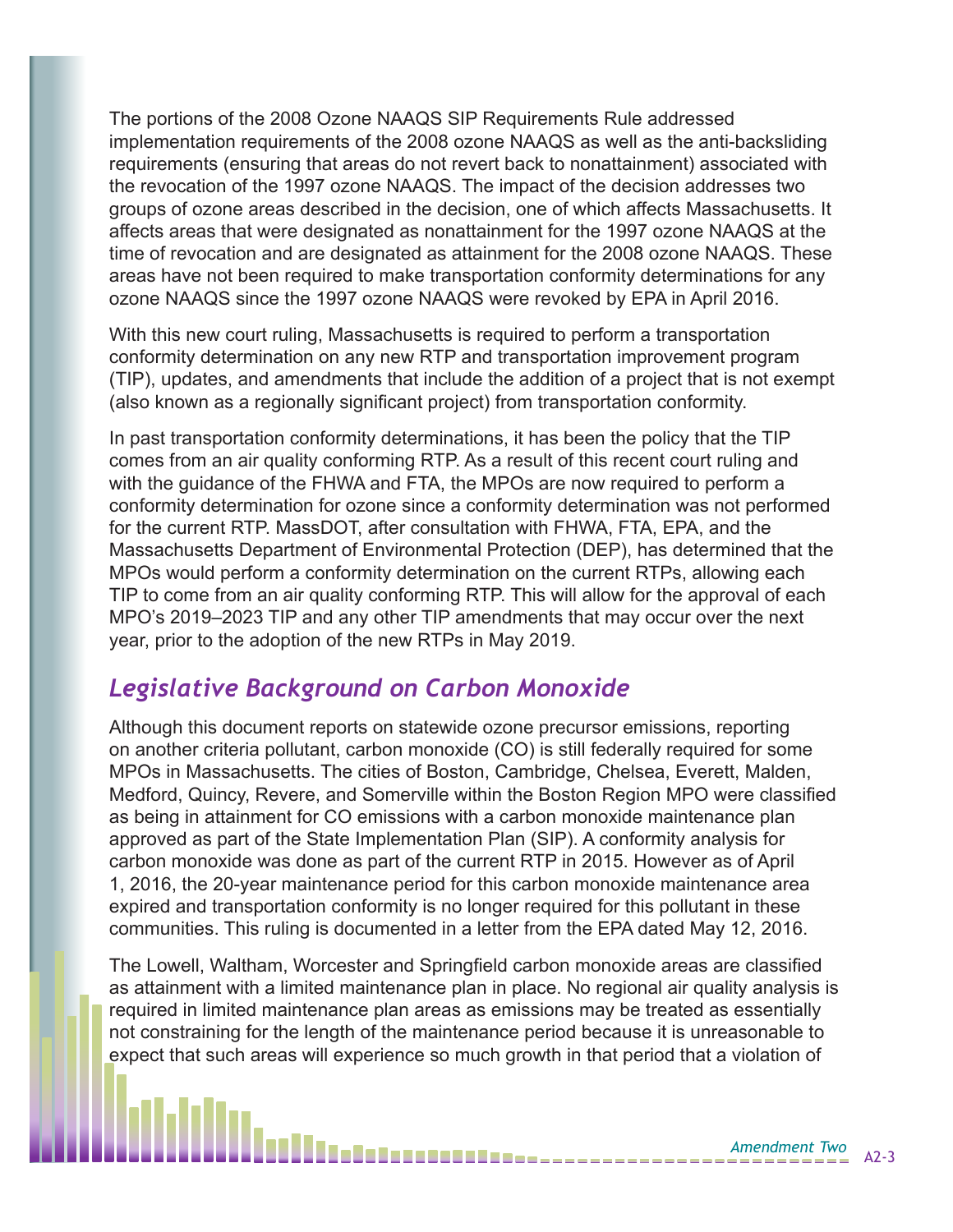The portions of the 2008 Ozone NAAQS SIP Requirements Rule addressed implementation requirements of the 2008 ozone NAAQS as well as the anti-backsliding requirements (ensuring that areas do not revert back to nonattainment) associated with the revocation of the 1997 ozone NAAQS. The impact of the decision addresses two groups of ozone areas described in the decision, one of which affects Massachusetts. It affects areas that were designated as nonattainment for the 1997 ozone NAAQS at the time of revocation and are designated as attainment for the 2008 ozone NAAQS. These areas have not been required to make transportation conformity determinations for any ozone NAAQS since the 1997 ozone NAAQS were revoked by EPA in April 2016.

With this new court ruling, Massachusetts is required to perform a transportation conformity determination on any new RTP and transportation improvement program (TIP), updates, and amendments that include the addition of a project that is not exempt (also known as a regionally significant project) from transportation conformity.

In past transportation conformity determinations, it has been the policy that the TIP comes from an air quality conforming RTP. As a result of this recent court ruling and with the guidance of the FHWA and FTA, the MPOs are now required to perform a conformity determination for ozone since a conformity determination was not performed for the current RTP. MassDOT, after consultation with FHWA, FTA, EPA, and the Massachusetts Department of Environmental Protection (DEP), has determined that the MPOs would perform a conformity determination on the current RTPs, allowing each TIP to come from an air quality conforming RTP. This will allow for the approval of each MPO's 2019–2023 TIP and any other TIP amendments that may occur over the next year, prior to the adoption of the new RTPs in May 2019.

## *Legislative Background on Carbon Monoxide*

Although this document reports on statewide ozone precursor emissions, reporting on another criteria pollutant, carbon monoxide (CO) is still federally required for some MPOs in Massachusetts. The cities of Boston, Cambridge, Chelsea, Everett, Malden, Medford, Quincy, Revere, and Somerville within the Boston Region MPO were classified as being in attainment for CO emissions with a carbon monoxide maintenance plan approved as part of the State Implementation Plan (SIP). A conformity analysis for carbon monoxide was done as part of the current RTP in 2015. However as of April 1, 2016, the 20-year maintenance period for this carbon monoxide maintenance area expired and transportation conformity is no longer required for this pollutant in these communities. This ruling is documented in a letter from the EPA dated May 12, 2016.

The Lowell, Waltham, Worcester and Springfield carbon monoxide areas are classified as attainment with a limited maintenance plan in place. No regional air quality analysis is required in limited maintenance plan areas as emissions may be treated as essentially not constraining for the length of the maintenance period because it is unreasonable to expect that such areas will experience so much growth in that period that a violation of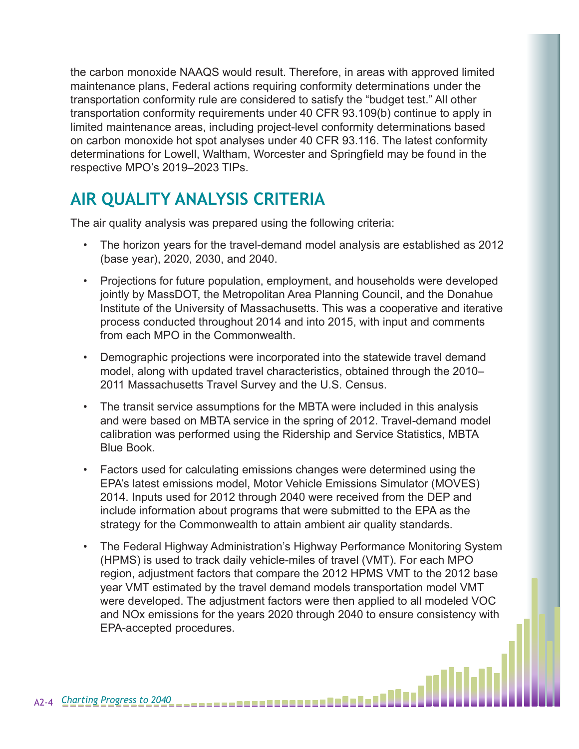the carbon monoxide NAAQS would result. Therefore, in areas with approved limited maintenance plans, Federal actions requiring conformity determinations under the transportation conformity rule are considered to satisfy the "budget test." All other transportation conformity requirements under 40 CFR 93.109(b) continue to apply in limited maintenance areas, including project-level conformity determinations based on carbon monoxide hot spot analyses under 40 CFR 93.116. The latest conformity determinations for Lowell, Waltham, Worcester and Springfield may be found in the respective MPO's 2019–2023 TIPs.

## AIR QUALITY ANALYSIS CRITERIA

The air quality analysis was prepared using the following criteria:

- The horizon years for the travel-demand model analysis are established as 2012 (base year), 2020, 2030, and 2040.
- Projections for future population, employment, and households were developed jointly by MassDOT, the Metropolitan Area Planning Council, and the Donahue Institute of the University of Massachusetts. This was a cooperative and iterative process conducted throughout 2014 and into 2015, with input and comments from each MPO in the Commonwealth.
- Demographic projections were incorporated into the statewide travel demand model, along with updated travel characteristics, obtained through the 2010–2011 Massachusetts Travel Survey and the U.S. Census.
- The transit service assumptions for the MBTA were included in this analysis and were based on MBTA service in the spring of 2012. Travel-demand model calibration was performed using the Ridership and Service Statistics, MBTA Blue Book.
- Factors used for calculating emissions changes were determined using the EPA's latest emissions model, Motor Vehicle Emissions Simulator (MOVES) 2014. Inputs used for 2012 through 2040 were received from the DEP and include information about programs that were submitted to the EPA as the strategy for the Commonwealth to attain ambient air quality standards.
- The Federal Highway Administration's Highway Performance Monitoring System (HPMS) is used to track daily vehicle-miles of travel (VMT). For each MPO region, adjustment factors that compare the 2012 HPMS VMT to the 2012 base year VMT estimated by the travel demand models transportation model VMT were developed. The adjustment factors were then applied to all modeled VOC and NOx emissions for the years 2020 through 2040 to ensure consistency with EPA-accepted procedures.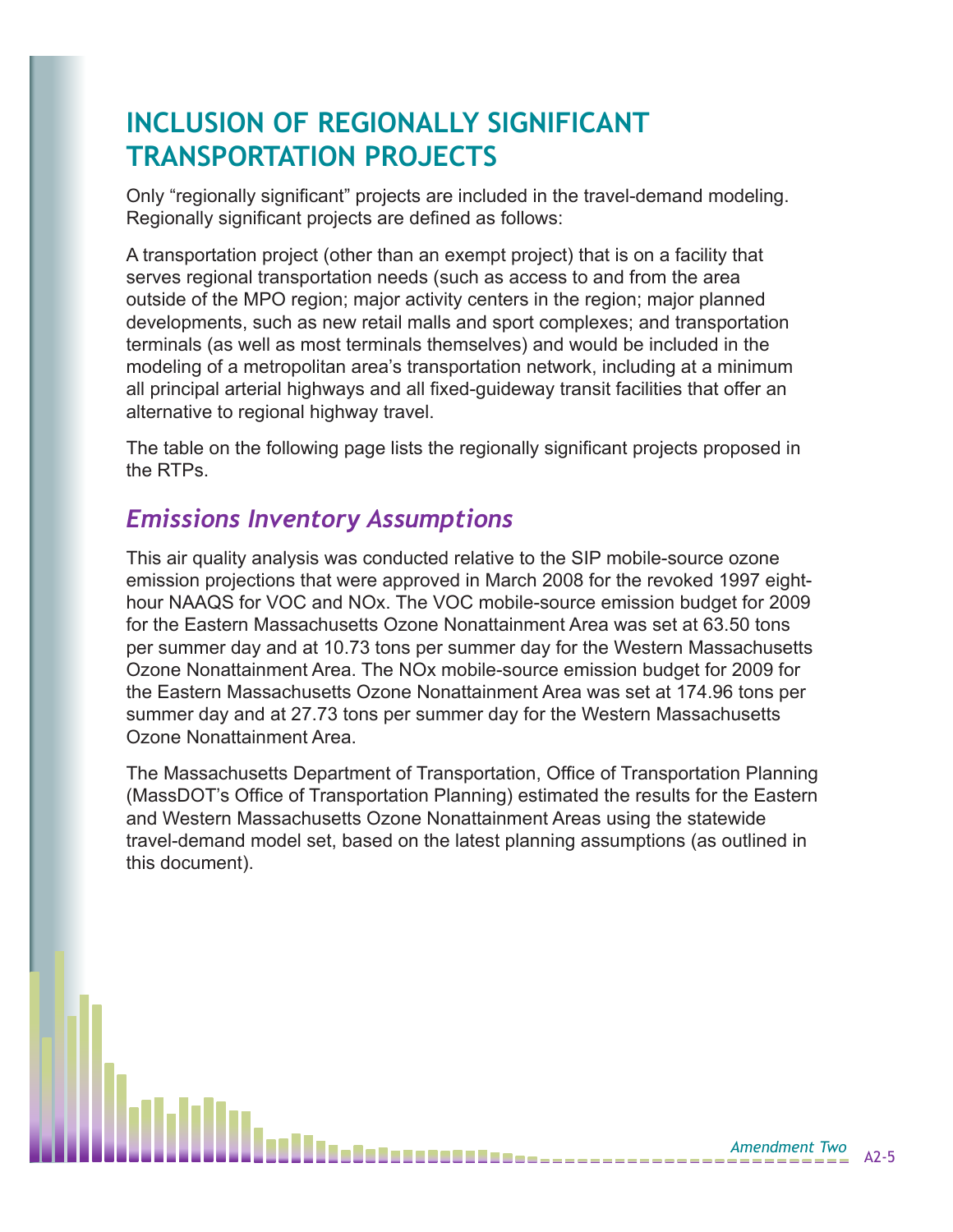## INCLUSION OF REGIONALLY SIGNIFICANT TRANSPORTATION PROJECTS

Only "regionally significant" projects are included in the travel-demand modeling. Regionally significant projects are defined as follows:

A transportation project (other than an exempt project) that is on a facility that serves regional transportation needs (such as access to and from the area outside of the MPO region; major activity centers in the region; major planned developments, such as new retail malls and sport complexes; and transportation terminals (as well as most terminals themselves) and would be included in the modeling of a metropolitan area's transportation network, including at a minimum all principal arterial highways and all fixed-guideway transit facilities that offer an alternative to regional highway travel.

The table on the following page lists the regionally significant projects proposed in the RTPs.

### *Emissions Inventory Assumptions*

This air quality analysis was conducted relative to the SIP mobile-source ozone emission projections that were approved in March 2008 for the revoked 1997 eight-hour NAAQS for VOC and NOx. The VOC mobile-source emission budget for 2009 for the Eastern Massachusetts Ozone Nonattainment Area was set at 63.50 tons per summer day and at 10.73 tons per summer day for the Western Massachusetts Ozone Nonattainment Area. The NOx mobile-source emission budget for 2009 for the Eastern Massachusetts Ozone Nonattainment Area was set at 174.96 tons per summer day and at 27.73 tons per summer day for the Western Massachusetts Ozone Nonattainment Area.

The Massachusetts Department of Transportation, Office of Transportation Planning (MassDOT's Office of Transportation Planning) estimated the results for the Eastern and Western Massachusetts Ozone Nonattainment Areas using the statewide travel-demand model set, based on the latest planning assumptions (as outlined in this document).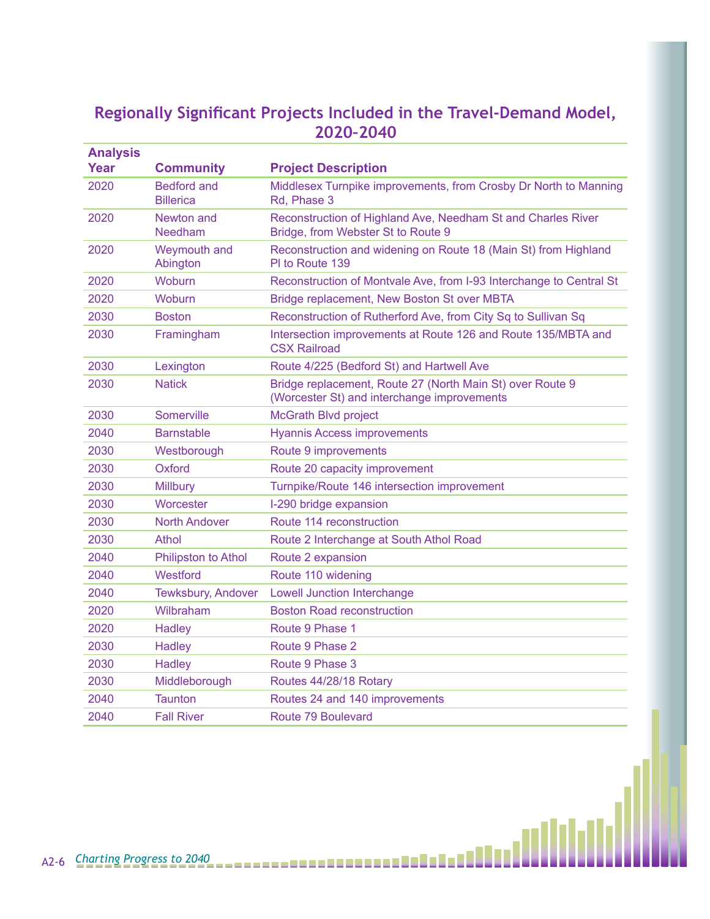## Regionally Significant Projects Included in the Travel-Demand Model, 2020–2040

| Analysis Year | Community | Project Description |
|---|---|---|
| 2020 | Bedford and Billerica | Middlesex Turnpike improvements, from Crosby Dr North to Manning Rd, Phase 3 |
| 2020 | Newton and Needham | Reconstruction of Highland Ave, Needham St and Charles River Bridge, from Webster St to Route 9 |
| 2020 | Weymouth and Abington | Reconstruction and widening on Route 18 (Main St) from Highland Pl to Route 139 |
| 2020 | Woburn | Reconstruction of Montvale Ave, from I-93 Interchange to Central St |
| 2020 | Woburn | Bridge replacement, New Boston St over MBTA |
| 2030 | Boston | Reconstruction of Rutherford Ave, from City Sq to Sullivan Sq |
| 2030 | Framingham | Intersection improvements at Route 126 and Route 135/MBTA and CSX Railroad |
| 2030 | Lexington | Route 4/225 (Bedford St) and Hartwell Ave |
| 2030 | Natick | Bridge replacement, Route 27 (North Main St) over Route 9 (Worcester St) and interchange improvements |
| 2030 | Somerville | McGrath Blvd project |
| 2040 | Barnstable | Hyannis Access improvements |
| 2030 | Westborough | Route 9 improvements |
| 2030 | Oxford | Route 20 capacity improvement |
| 2030 | Millbury | Turnpike/Route 146 intersection improvement |
| 2030 | Worcester | I-290 bridge expansion |
| 2030 | North Andover | Route 114 reconstruction |
| 2030 | Athol | Route 2 Interchange at South Athol Road |
| 2040 | Philipston to Athol | Route 2 expansion |
| 2040 | Westford | Route 110 widening |
| 2040 | Tewksbury, Andover | Lowell Junction Interchange |
| 2020 | Wilbraham | Boston Road reconstruction |
| 2020 | Hadley | Route 9 Phase 1 |
| 2030 | Hadley | Route 9 Phase 2 |
| 2030 | Hadley | Route 9 Phase 3 |
| 2030 | Middleborough | Routes 44/28/18 Rotary |
| 2040 | Taunton | Routes 24 and 140 improvements |
| 2040 | Fall River | Route 79 Boulevard |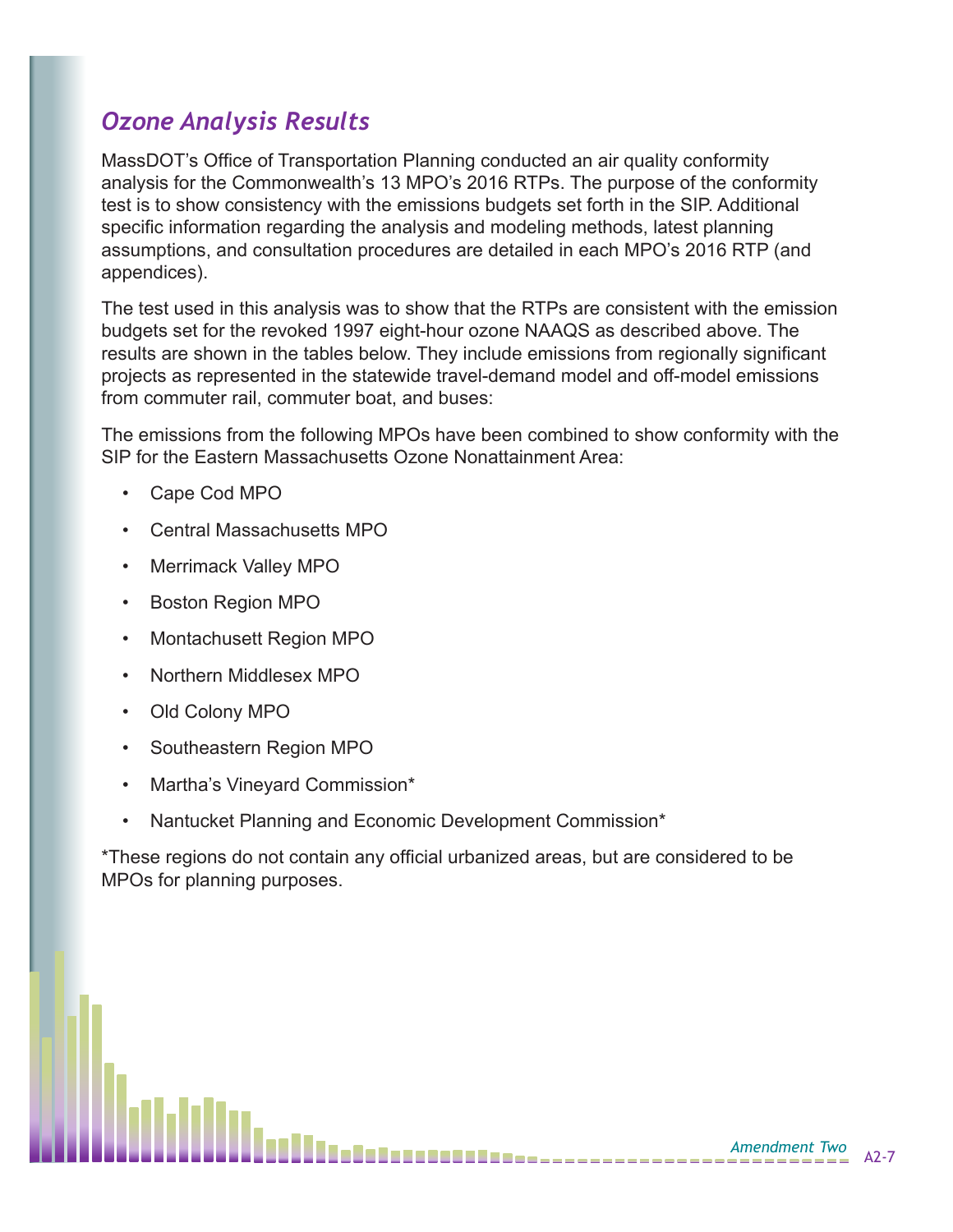## *Ozone Analysis Results*

MassDOT's Office of Transportation Planning conducted an air quality conformity analysis for the Commonwealth's 13 MPO's 2016 RTPs. The purpose of the conformity test is to show consistency with the emissions budgets set forth in the SIP. Additional specific information regarding the analysis and modeling methods, latest planning assumptions, and consultation procedures are detailed in each MPO's 2016 RTP (and appendices).

The test used in this analysis was to show that the RTPs are consistent with the emission budgets set for the revoked 1997 eight-hour ozone NAAQS as described above. The results are shown in the tables below. They include emissions from regionally significant projects as represented in the statewide travel-demand model and off-model emissions from commuter rail, commuter boat, and buses:

The emissions from the following MPOs have been combined to show conformity with the SIP for the Eastern Massachusetts Ozone Nonattainment Area:

- Cape Cod MPO
- Central Massachusetts MPO
- Merrimack Valley MPO
- Boston Region MPO
- Montachusett Region MPO
- Northern Middlesex MPO
- Old Colony MPO
- Southeastern Region MPO
- Martha's Vineyard Commission*
- Nantucket Planning and Economic Development Commission*

*These regions do not contain any official urbanized areas, but are considered to be MPOs for planning purposes.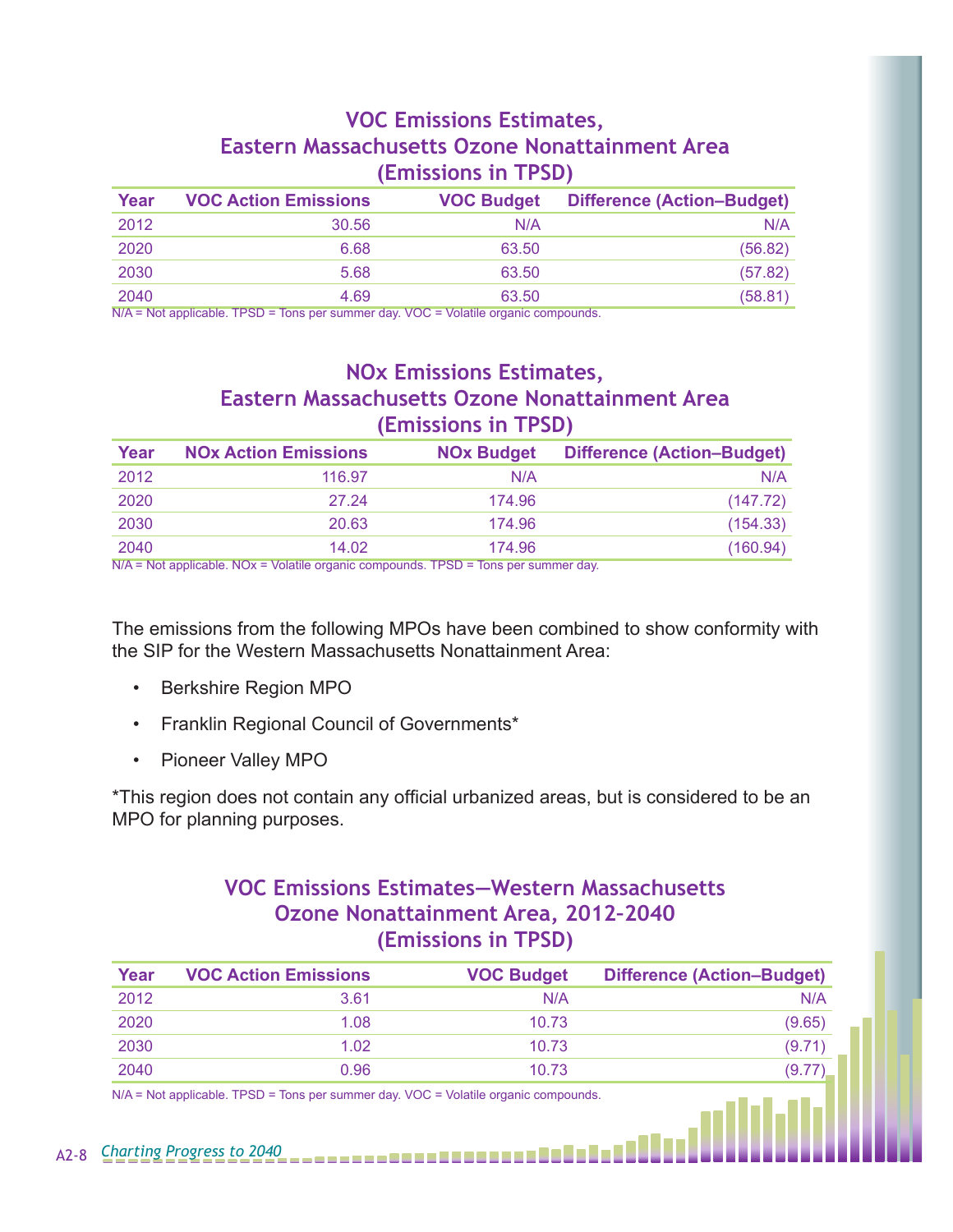## VOC Emissions Estimates, Eastern Massachusetts Ozone Nonattainment Area (Emissions in TPSD)

| Year | VOC Action Emissions | VOC Budget | Difference (Action–Budget) |
|---|---|---|---|
| 2012 | 30.56 | N/A | N/A |
| 2020 | 6.68 | 63.50 | (56.82) |
| 2030 | 5.68 | 63.50 | (57.82) |
| 2040 | 4.69 | 63.50 | (58.81) |

N/A = Not applicable. TPSD = Tons per summer day. VOC = Volatile organic compounds.

## NOx Emissions Estimates, Eastern Massachusetts Ozone Nonattainment Area (Emissions in TPSD)

| Year | NOx Action Emissions | NOx Budget | Difference (Action–Budget) |
|---|---|---|---|
| 2012 | 116.97 | N/A | N/A |
| 2020 | 27.24 | 174.96 | (147.72) |
| 2030 | 20.63 | 174.96 | (154.33) |
| 2040 | 14.02 | 174.96 | (160.94) |

N/A = Not applicable. NOx = Volatile organic compounds. TPSD = Tons per summer day.

The emissions from the following MPOs have been combined to show conformity with the SIP for the Western Massachusetts Nonattainment Area:

- Berkshire Region MPO
- Franklin Regional Council of Governments*
- Pioneer Valley MPO

*This region does not contain any official urbanized areas, but is considered to be an MPO for planning purposes.

## VOC Emissions Estimates—Western Massachusetts Ozone Nonattainment Area, 2012-2040 (Emissions in TPSD)

| Year | VOC Action Emissions | VOC Budget | Difference (Action–Budget) |
|---|---|---|---|
| 2012 | 3.61 | N/A | N/A |
| 2020 | 1.08 | 10.73 | (9.65) |
| 2030 | 1.02 | 10.73 | (9.71) |
| 2040 | 0.96 | 10.73 | (9.77) |

N/A = Not applicable. TPSD = Tons per summer day. VOC = Volatile organic compounds.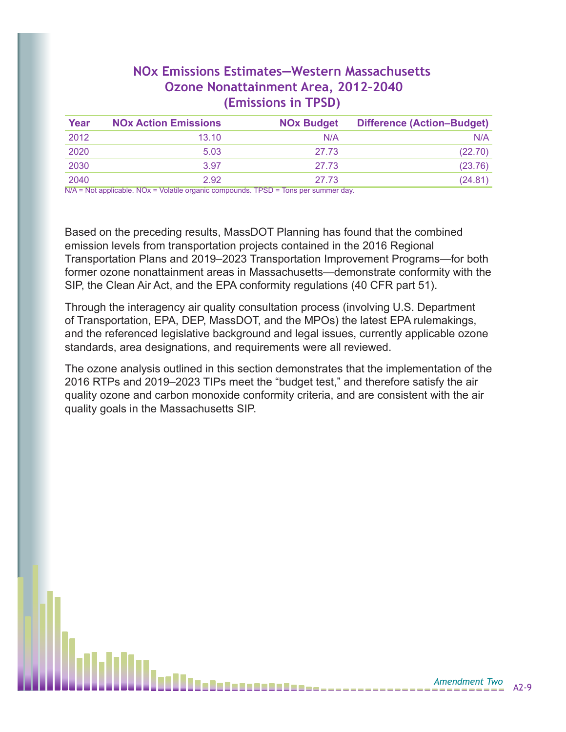## NOx Emissions Estimates—Western Massachusetts Ozone Nonattainment Area, 2012–2040 (Emissions in TPSD)

| Year | NOx Action Emissions | NOx Budget | Difference (Action–Budget) |
|---|---|---|---|
| 2012 | 13.10 | N/A | N/A |
| 2020 | 5.03 | 27.73 | (22.70) |
| 2030 | 3.97 | 27.73 | (23.76) |
| 2040 | 2.92 | 27.73 | (24.81) |

N/A = Not applicable. NOx = Volatile organic compounds. TPSD = Tons per summer day.

Based on the preceding results, MassDOT Planning has found that the combined emission levels from transportation projects contained in the 2016 Regional Transportation Plans and 2019–2023 Transportation Improvement Programs—for both former ozone nonattainment areas in Massachusetts—demonstrate conformity with the SIP, the Clean Air Act, and the EPA conformity regulations (40 CFR part 51).

Through the interagency air quality consultation process (involving U.S. Department of Transportation, EPA, DEP, MassDOT, and the MPOs) the latest EPA rulemakings, and the referenced legislative background and legal issues, currently applicable ozone standards, area designations, and requirements were all reviewed.

The ozone analysis outlined in this section demonstrates that the implementation of the 2016 RTPs and 2019–2023 TIPs meet the "budget test," and therefore satisfy the air quality ozone and carbon monoxide conformity criteria, and are consistent with the air quality goals in the Massachusetts SIP.